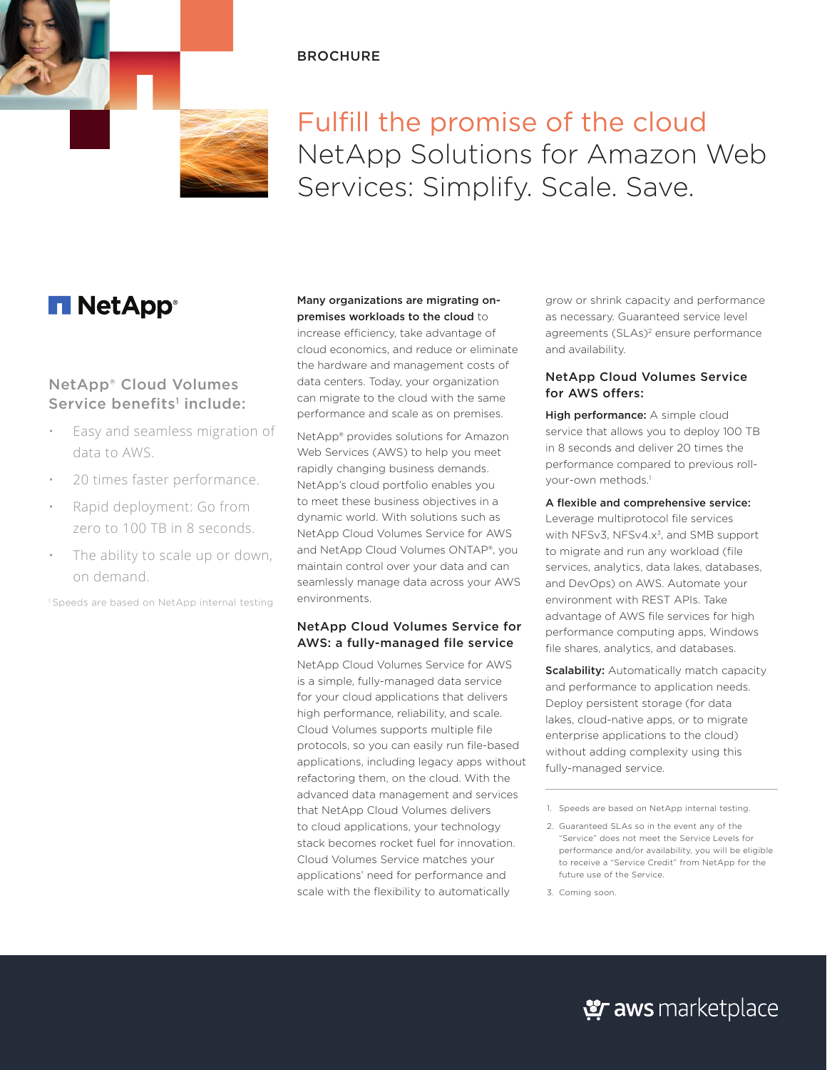BROCHURE

# Fulfill the promise of the cloud

## NetApp Solutions for Amazon Web Services: Simplify. Scale. Save.

NetApp

### NetApp® Cloud Volumes Service benefits[1] include:

- Easy and seamless migration of data to AWS.
- 20 times faster performance.
- Rapid deployment: Go from zero to 100 TB in 8 seconds.
- The ability to scale up or down, on demand.

[1] Speeds are based on NetApp internal testing

**Many organizations are migrating on-premises workloads to the cloud** to increase efficiency, take advantage of cloud economics, and reduce or eliminate the hardware and management costs of data centers. Today, your organization can migrate to the cloud with the same performance and scale as on premises.

NetApp® provides solutions for Amazon Web Services (AWS) to help you meet rapidly changing business demands. NetApp's cloud portfolio enables you to meet these business objectives in a dynamic world. With solutions such as NetApp Cloud Volumes Service for AWS and NetApp Cloud Volumes ONTAP®, you maintain control over your data and can seamlessly manage data across your AWS environments.

### NetApp Cloud Volumes Service for AWS: a fully-managed file service

NetApp Cloud Volumes Service for AWS is a simple, fully-managed data service for your cloud applications that delivers high performance, reliability, and scale. Cloud Volumes supports multiple file protocols, so you can easily run file-based applications, including legacy apps without refactoring them, on the cloud. With the advanced data management and services that NetApp Cloud Volumes delivers to cloud applications, your technology stack becomes rocket fuel for innovation. Cloud Volumes Service matches your applications' need for performance and scale with the flexibility to automatically grow or shrink capacity and performance as necessary. Guaranteed service level agreements (SLAs)[2] ensure performance and availability.

### NetApp Cloud Volumes Service for AWS offers:

**High performance:** A simple cloud service that allows you to deploy 100 TB in 8 seconds and deliver 20 times the performance compared to previous roll-your-own methods.[1]

**A flexible and comprehensive service:** Leverage multiprotocol file services with NFSv3, NFSv4.x[3], and SMB support to migrate and run any workload (file services, analytics, data lakes, databases, and DevOps) on AWS. Automate your environment with REST APIs. Take advantage of AWS file services for high performance computing apps, Windows file shares, analytics, and databases.

**Scalability:** Automatically match capacity and performance to application needs. Deploy persistent storage (for data lakes, cloud-native apps, or to migrate enterprise applications to the cloud) without adding complexity using this fully-managed service.

---

1. Speeds are based on NetApp internal testing.
2. Guaranteed SLAs so in the event any of the "Service" does not meet the Service Levels for performance and/or availability, you will be eligible to receive a "Service Credit" from NetApp for the future use of the Service.
3. Coming soon.

aws marketplace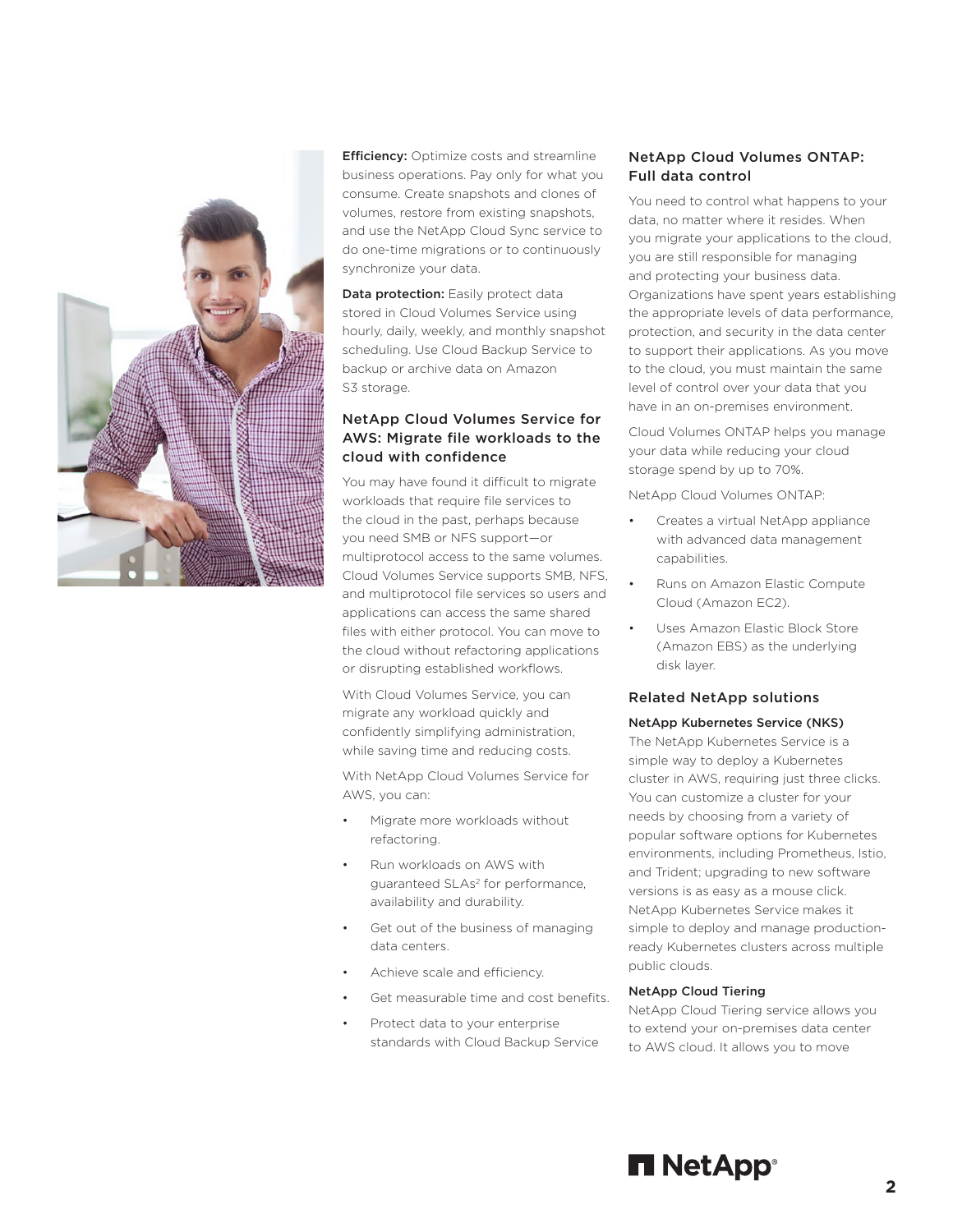**Efficiency:** Optimize costs and streamline business operations. Pay only for what you consume. Create snapshots and clones of volumes, restore from existing snapshots, and use the NetApp Cloud Sync service to do one-time migrations or to continuously synchronize your data.

**Data protection:** Easily protect data stored in Cloud Volumes Service using hourly, daily, weekly, and monthly snapshot scheduling. Use Cloud Backup Service to backup or archive data on Amazon S3 storage.

## NetApp Cloud Volumes Service for AWS: Migrate file workloads to the cloud with confidence

You may have found it difficult to migrate workloads that require file services to the cloud in the past, perhaps because you need SMB or NFS support—or multiprotocol access to the same volumes. Cloud Volumes Service supports SMB, NFS, and multiprotocol file services so users and applications can access the same shared files with either protocol. You can move to the cloud without refactoring applications or disrupting established workflows.

With Cloud Volumes Service, you can migrate any workload quickly and confidently simplifying administration, while saving time and reducing costs.

With NetApp Cloud Volumes Service for AWS, you can:

- Migrate more workloads without refactoring.
- Run workloads on AWS with guaranteed SLAs[2] for performance, availability and durability.
- Get out of the business of managing data centers.
- Achieve scale and efficiency.
- Get measurable time and cost benefits.
- Protect data to your enterprise standards with Cloud Backup Service

## NetApp Cloud Volumes ONTAP: Full data control

You need to control what happens to your data, no matter where it resides. When you migrate your applications to the cloud, you are still responsible for managing and protecting your business data. Organizations have spent years establishing the appropriate levels of data performance, protection, and security in the data center to support their applications. As you move to the cloud, you must maintain the same level of control over your data that you have in an on-premises environment.

Cloud Volumes ONTAP helps you manage your data while reducing your cloud storage spend by up to 70%.

NetApp Cloud Volumes ONTAP:

- Creates a virtual NetApp appliance with advanced data management capabilities.
- Runs on Amazon Elastic Compute Cloud (Amazon EC2).
- Uses Amazon Elastic Block Store (Amazon EBS) as the underlying disk layer.

## Related NetApp solutions

### NetApp Kubernetes Service (NKS)

The NetApp Kubernetes Service is a simple way to deploy a Kubernetes cluster in AWS, requiring just three clicks. You can customize a cluster for your needs by choosing from a variety of popular software options for Kubernetes environments, including Prometheus, Istio, and Trident; upgrading to new software versions is as easy as a mouse click. NetApp Kubernetes Service makes it simple to deploy and manage production-ready Kubernetes clusters across multiple public clouds.

### NetApp Cloud Tiering

NetApp Cloud Tiering service allows you to extend your on-premises data center to AWS cloud. It allows you to move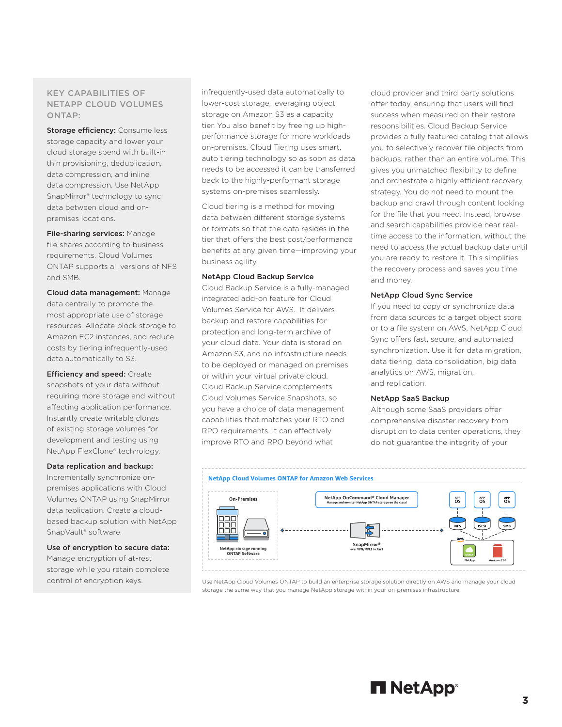## KEY CAPABILITIES OF NETAPP CLOUD VOLUMES ONTAP:

**Storage efficiency:** Consume less storage capacity and lower your cloud storage spend with built-in thin provisioning, deduplication, data compression, and inline data compression. Use NetApp SnapMirror® technology to sync data between cloud and on-premises locations.

**File-sharing services:** Manage file shares according to business requirements. Cloud Volumes ONTAP supports all versions of NFS and SMB.

**Cloud data management:** Manage data centrally to promote the most appropriate use of storage resources. Allocate block storage to Amazon EC2 instances, and reduce costs by tiering infrequently-used data automatically to S3.

**Efficiency and speed:** Create snapshots of your data without requiring more storage and without affecting application performance. Instantly create writable clones of existing storage volumes for development and testing using NetApp FlexClone® technology.

**Data replication and backup:** Incrementally synchronize on-premises applications with Cloud Volumes ONTAP using SnapMirror data replication. Create a cloud-based backup solution with NetApp SnapVault® software.

**Use of encryption to secure data:** Manage encryption of at-rest storage while you retain complete control of encryption keys.

infrequently-used data automatically to lower-cost storage, leveraging object storage on Amazon S3 as a capacity tier. You also benefit by freeing up high-performance storage for more workloads on-premises. Cloud Tiering uses smart, auto tiering technology so as soon as data needs to be accessed it can be transferred back to the highly-performant storage systems on-premises seamlessly.

Cloud tiering is a method for moving data between different storage systems or formats so that the data resides in the tier that offers the best cost/performance benefits at any given time—improving your business agility.

### NetApp Cloud Backup Service

Cloud Backup Service is a fully-managed integrated add-on feature for Cloud Volumes Service for AWS. It delivers backup and restore capabilities for protection and long-term archive of your cloud data. Your data is stored on Amazon S3, and no infrastructure needs to be deployed or managed on premises or within your virtual private cloud. Cloud Backup Service complements Cloud Volumes Service Snapshots, so you have a choice of data management capabilities that matches your RTO and RPO requirements. It can effectively improve RTO and RPO beyond what cloud provider and third party solutions offer today, ensuring that users will find success when measured on their restore responsibilities. Cloud Backup Service provides a fully featured catalog that allows you to selectively recover file objects from backups, rather than an entire volume. This gives you unmatched flexibility to define and orchestrate a highly efficient recovery strategy. You do not need to mount the backup and crawl through content looking for the file that you need. Instead, browse and search capabilities provide near real-time access to the information, without the need to access the actual backup data until you are ready to restore it. This simplifies the recovery process and saves you time and money.

### NetApp Cloud Sync Service

If you need to copy or synchronize data from data sources to a target object store or to a file system on AWS, NetApp Cloud Sync offers fast, secure, and automated synchronization. Use it for data migration, data tiering, data consolidation, big data analytics on AWS, migration, and replication.

### NetApp SaaS Backup

Although some SaaS providers offer comprehensive disaster recovery from disruption to data center operations, they do not guarantee the integrity of your

**NetApp Cloud Volumes ONTAP for Amazon Web Services**

On-Premises — NetApp storage running ONTAP Software

NetApp OnCommand® Cloud Manager — Manage and monitor NetApp ONTAP storage on the cloud

SnapMirror® over VPN/MPLS to AWS

APP OS — NFS; APP OS — iSCSI; APP OS — SMB

aws — NetApp ONTAP; Amazon EBS

Use NetApp Cloud Volumes ONTAP to build an enterprise storage solution directly on AWS and manage your cloud storage the same way that you manage NetApp storage within your on-premises infrastructure.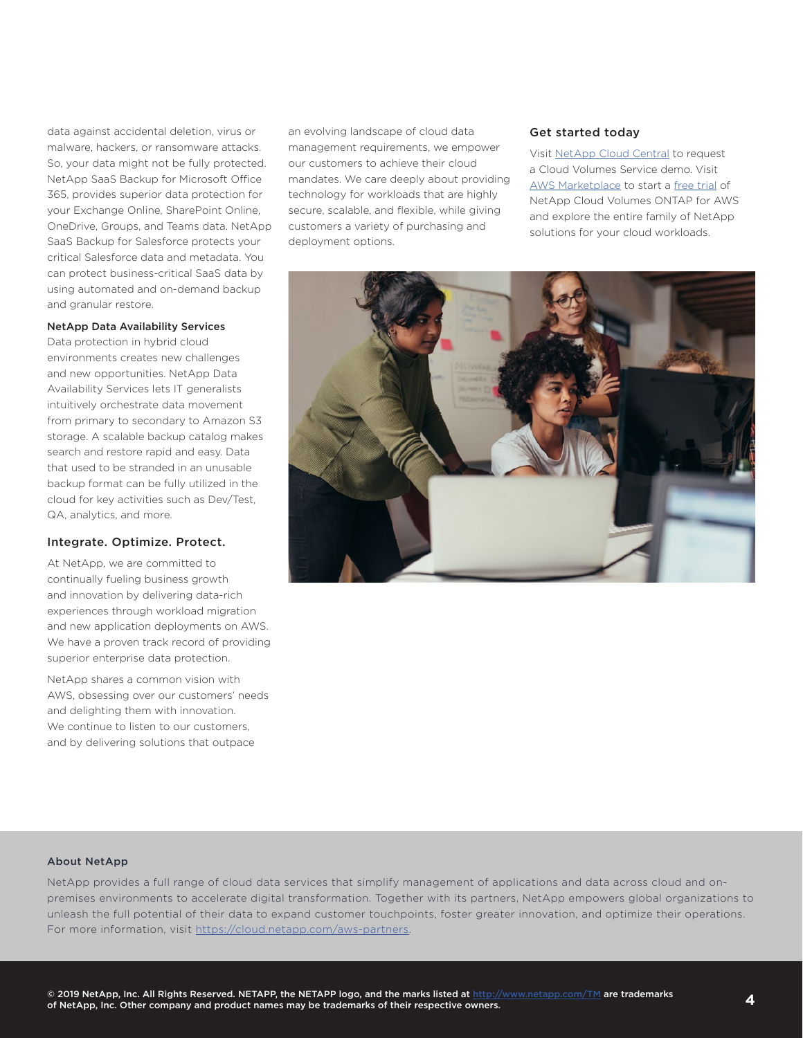data against accidental deletion, virus or malware, hackers, or ransomware attacks. So, your data might not be fully protected. NetApp SaaS Backup for Microsoft Office 365, provides superior data protection for your Exchange Online, SharePoint Online, OneDrive, Groups, and Teams data. NetApp SaaS Backup for Salesforce protects your critical Salesforce data and metadata. You can protect business-critical SaaS data by using automated and on-demand backup and granular restore.

**NetApp Data Availability Services**
Data protection in hybrid cloud environments creates new challenges and new opportunities. NetApp Data Availability Services lets IT generalists intuitively orchestrate data movement from primary to secondary to Amazon S3 storage. A scalable backup catalog makes search and restore rapid and easy. Data that used to be stranded in an unusable backup format can be fully utilized in the cloud for key activities such as Dev/Test, QA, analytics, and more.

## Integrate. Optimize. Protect.

At NetApp, we are committed to continually fueling business growth and innovation by delivering data-rich experiences through workload migration and new application deployments on AWS. We have a proven track record of providing superior enterprise data protection.

NetApp shares a common vision with AWS, obsessing over our customers' needs and delighting them with innovation. We continue to listen to our customers, and by delivering solutions that outpace an evolving landscape of cloud data management requirements, we empower our customers to achieve their cloud mandates. We care deeply about providing technology for workloads that are highly secure, scalable, and flexible, while giving customers a variety of purchasing and deployment options.

## Get started today

Visit NetApp Cloud Central to request a Cloud Volumes Service demo. Visit AWS Marketplace to start a free trial of NetApp Cloud Volumes ONTAP for AWS and explore the entire family of NetApp solutions for your cloud workloads.

**About NetApp**

NetApp provides a full range of cloud data services that simplify management of applications and data across cloud and on-premises environments to accelerate digital transformation. Together with its partners, NetApp empowers global organizations to unleash the full potential of their data to expand customer touchpoints, foster greater innovation, and optimize their operations. For more information, visit https://cloud.netapp.com/aws-partners.

**© 2019 NetApp, Inc. All Rights Reserved. NETAPP, the NETAPP logo, and the marks listed at http://www.netapp.com/TM are trademarks of NetApp, Inc. Other company and product names may be trademarks of their respective owners.**